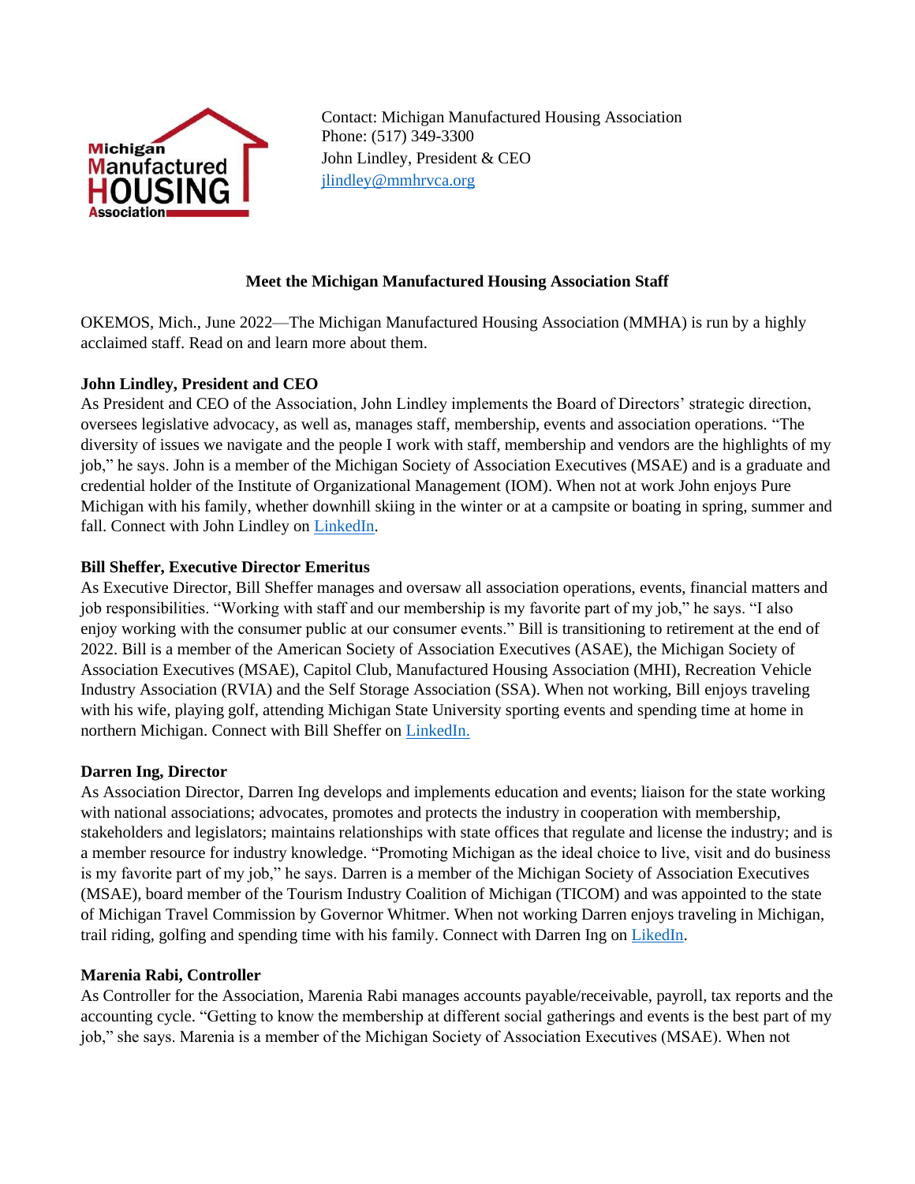Contact: Michigan Manufactured Housing Association
Phone: (517) 349-3300
John Lindley, President & CEO
jlindley@mmhrvca.org

**Meet the Michigan Manufactured Housing Association Staff**

OKEMOS, Mich., June 2022—The Michigan Manufactured Housing Association (MMHA) is run by a highly acclaimed staff. Read on and learn more about them.

**John Lindley, President and CEO**
As President and CEO of the Association, John Lindley implements the Board of Directors' strategic direction, oversees legislative advocacy, as well as, manages staff, membership, events and association operations. "The diversity of issues we navigate and the people I work with staff, membership and vendors are the highlights of my job," he says. John is a member of the Michigan Society of Association Executives (MSAE) and is a graduate and credential holder of the Institute of Organizational Management (IOM). When not at work John enjoys Pure Michigan with his family, whether downhill skiing in the winter or at a campsite or boating in spring, summer and fall. Connect with John Lindley on LinkedIn.

**Bill Sheffer, Executive Director Emeritus**
As Executive Director, Bill Sheffer manages and oversaw all association operations, events, financial matters and job responsibilities. "Working with staff and our membership is my favorite part of my job," he says. "I also enjoy working with the consumer public at our consumer events." Bill is transitioning to retirement at the end of 2022. Bill is a member of the American Society of Association Executives (ASAE), the Michigan Society of Association Executives (MSAE), Capitol Club, Manufactured Housing Association (MHI), Recreation Vehicle Industry Association (RVIA) and the Self Storage Association (SSA). When not working, Bill enjoys traveling with his wife, playing golf, attending Michigan State University sporting events and spending time at home in northern Michigan. Connect with Bill Sheffer on LinkedIn.

**Darren Ing, Director**
As Association Director, Darren Ing develops and implements education and events; liaison for the state working with national associations; advocates, promotes and protects the industry in cooperation with membership, stakeholders and legislators; maintains relationships with state offices that regulate and license the industry; and is a member resource for industry knowledge. "Promoting Michigan as the ideal choice to live, visit and do business is my favorite part of my job," he says. Darren is a member of the Michigan Society of Association Executives (MSAE), board member of the Tourism Industry Coalition of Michigan (TICOM) and was appointed to the state of Michigan Travel Commission by Governor Whitmer. When not working Darren enjoys traveling in Michigan, trail riding, golfing and spending time with his family. Connect with Darren Ing on LinkedIn.

**Marenia Rabi, Controller**
As Controller for the Association, Marenia Rabi manages accounts payable/receivable, payroll, tax reports and the accounting cycle. "Getting to know the membership at different social gatherings and events is the best part of my job," she says. Marenia is a member of the Michigan Society of Association Executives (MSAE). When not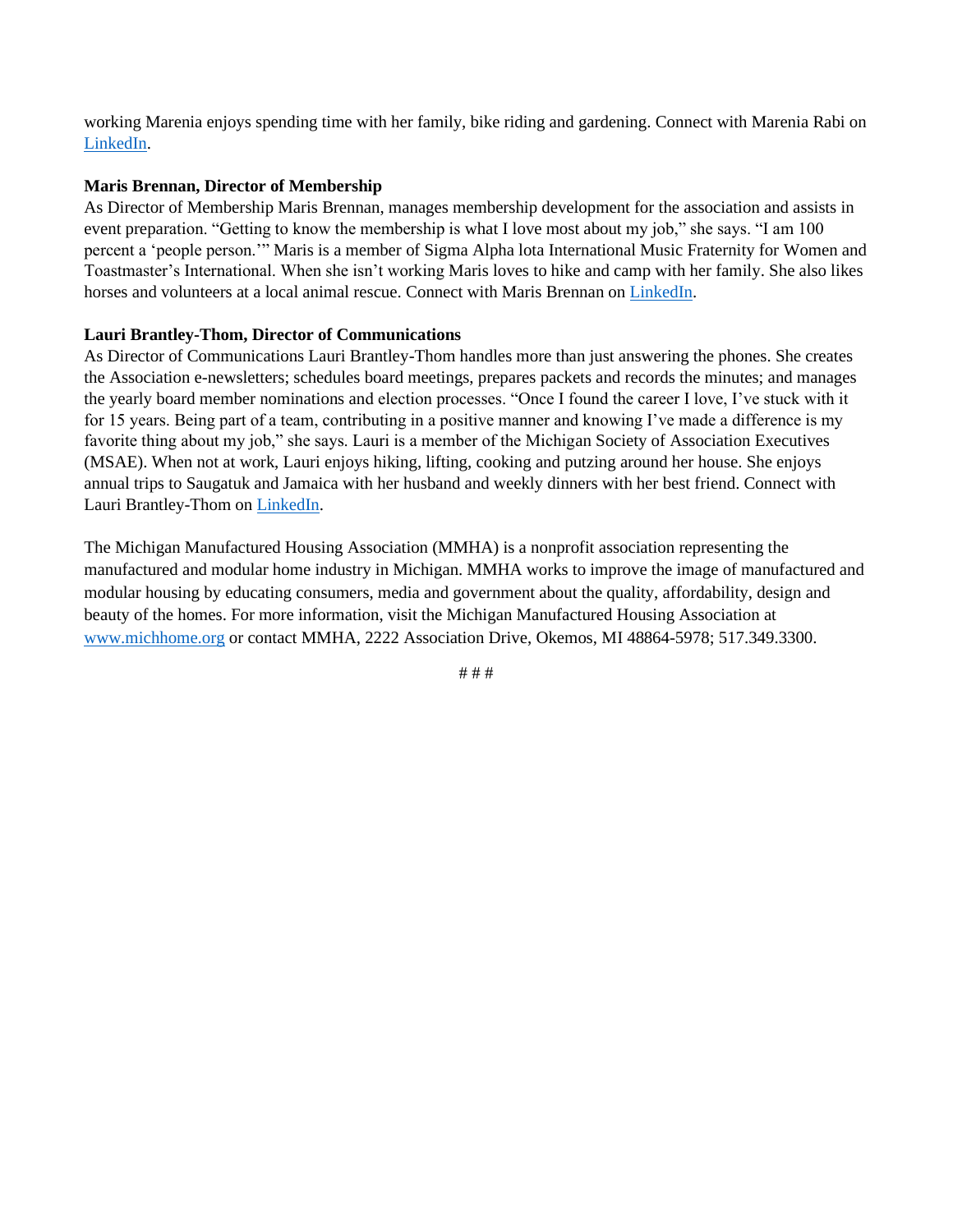working Marenia enjoys spending time with her family, bike riding and gardening. Connect with Marenia Rabi on [LinkedIn](#).

**Maris Brennan, Director of Membership**
As Director of Membership Maris Brennan, manages membership development for the association and assists in event preparation. "Getting to know the membership is what I love most about my job," she says. "I am 100 percent a 'people person.'" Maris is a member of Sigma Alpha lota International Music Fraternity for Women and Toastmaster's International. When she isn't working Maris loves to hike and camp with her family. She also likes horses and volunteers at a local animal rescue. Connect with Maris Brennan on [LinkedIn](#).

**Lauri Brantley-Thom, Director of Communications**
As Director of Communications Lauri Brantley-Thom handles more than just answering the phones. She creates the Association e-newsletters; schedules board meetings, prepares packets and records the minutes; and manages the yearly board member nominations and election processes. "Once I found the career I love, I've stuck with it for 15 years. Being part of a team, contributing in a positive manner and knowing I've made a difference is my favorite thing about my job," she says. Lauri is a member of the Michigan Society of Association Executives (MSAE). When not at work, Lauri enjoys hiking, lifting, cooking and putzing around her house. She enjoys annual trips to Saugatuk and Jamaica with her husband and weekly dinners with her best friend. Connect with Lauri Brantley-Thom on [LinkedIn](#).

The Michigan Manufactured Housing Association (MMHA) is a nonprofit association representing the manufactured and modular home industry in Michigan. MMHA works to improve the image of manufactured and modular housing by educating consumers, media and government about the quality, affordability, design and beauty of the homes. For more information, visit the Michigan Manufactured Housing Association at [www.michhome.org](http://www.michhome.org) or contact MMHA, 2222 Association Drive, Okemos, MI 48864-5978; 517.349.3300.

# # #